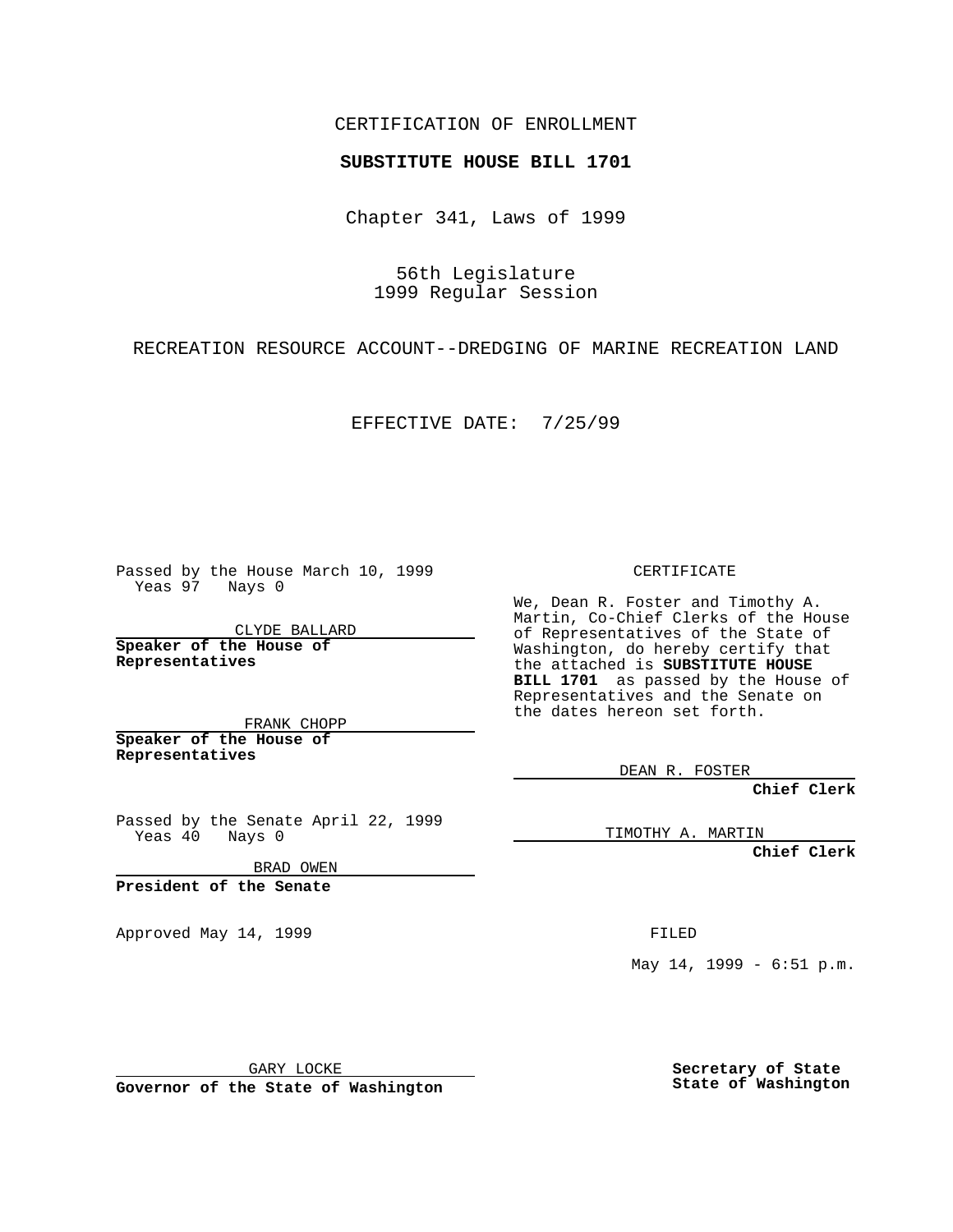CERTIFICATION OF ENROLLMENT

**SUBSTITUTE HOUSE BILL 1701**

Chapter 341, Laws of 1999

56th Legislature
1999 Regular Session

RECREATION RESOURCE ACCOUNT--DREDGING OF MARINE RECREATION LAND

EFFECTIVE DATE: 7/25/99

Passed by the House March 10, 1999
Yeas 97 Nays 0

CLYDE BALLARD

**Speaker of the House of Representatives**

FRANK CHOPP

**Speaker of the House of Representatives**

Passed by the Senate April 22, 1999
Yeas 40 Nays 0

BRAD OWEN

**President of the Senate**

Approved May 14, 1999

GARY LOCKE

**Governor of the State of Washington**

CERTIFICATE

We, Dean R. Foster and Timothy A. Martin, Co-Chief Clerks of the House of Representatives of the State of Washington, do hereby certify that the attached is **SUBSTITUTE HOUSE BILL 1701** as passed by the House of Representatives and the Senate on the dates hereon set forth.

DEAN R. FOSTER

**Chief Clerk**

TIMOTHY A. MARTIN

**Chief Clerk**

FILED

May 14, 1999 - 6:51 p.m.

**Secretary of State**
**State of Washington**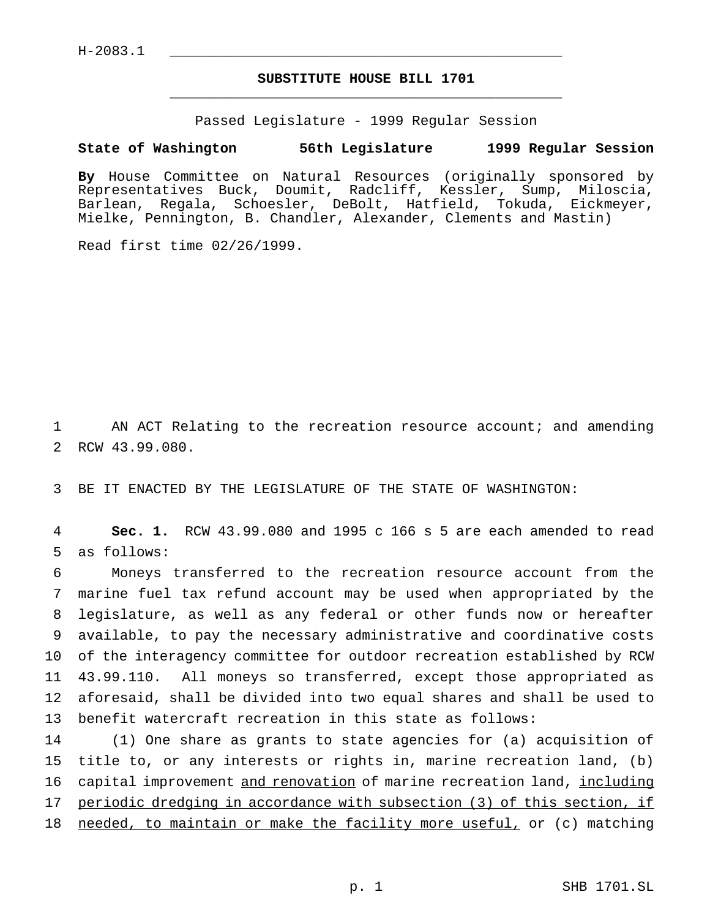H-2083.1

# SUBSTITUTE HOUSE BILL 1701

Passed Legislature - 1999 Regular Session

**State of Washington 56th Legislature 1999 Regular Session**

**By** House Committee on Natural Resources (originally sponsored by Representatives Buck, Doumit, Radcliff, Kessler, Sump, Miloscia, Barlean, Regala, Schoesler, DeBolt, Hatfield, Tokuda, Eickmeyer, Mielke, Pennington, B. Chandler, Alexander, Clements and Mastin)

Read first time 02/26/1999.

1 AN ACT Relating to the recreation resource account; and amending 2 RCW 43.99.080.

3 BE IT ENACTED BY THE LEGISLATURE OF THE STATE OF WASHINGTON:

4 **Sec. 1.** RCW 43.99.080 and 1995 c 166 s 5 are each amended to read 5 as follows:

6 Moneys transferred to the recreation resource account from the 7 marine fuel tax refund account may be used when appropriated by the 8 legislature, as well as any federal or other funds now or hereafter 9 available, to pay the necessary administrative and coordinative costs 10 of the interagency committee for outdoor recreation established by RCW 11 43.99.110. All moneys so transferred, except those appropriated as 12 aforesaid, shall be divided into two equal shares and shall be used to 13 benefit watercraft recreation in this state as follows:

14 (1) One share as grants to state agencies for (a) acquisition of 15 title to, or any interests or rights in, marine recreation land, (b) 16 capital improvement <u>and renovation</u> of marine recreation land, <u>including</u> 17 <u>periodic dredging in accordance with subsection (3) of this section, if</u> 18 <u>needed, to maintain or make the facility more useful,</u> or (c) matching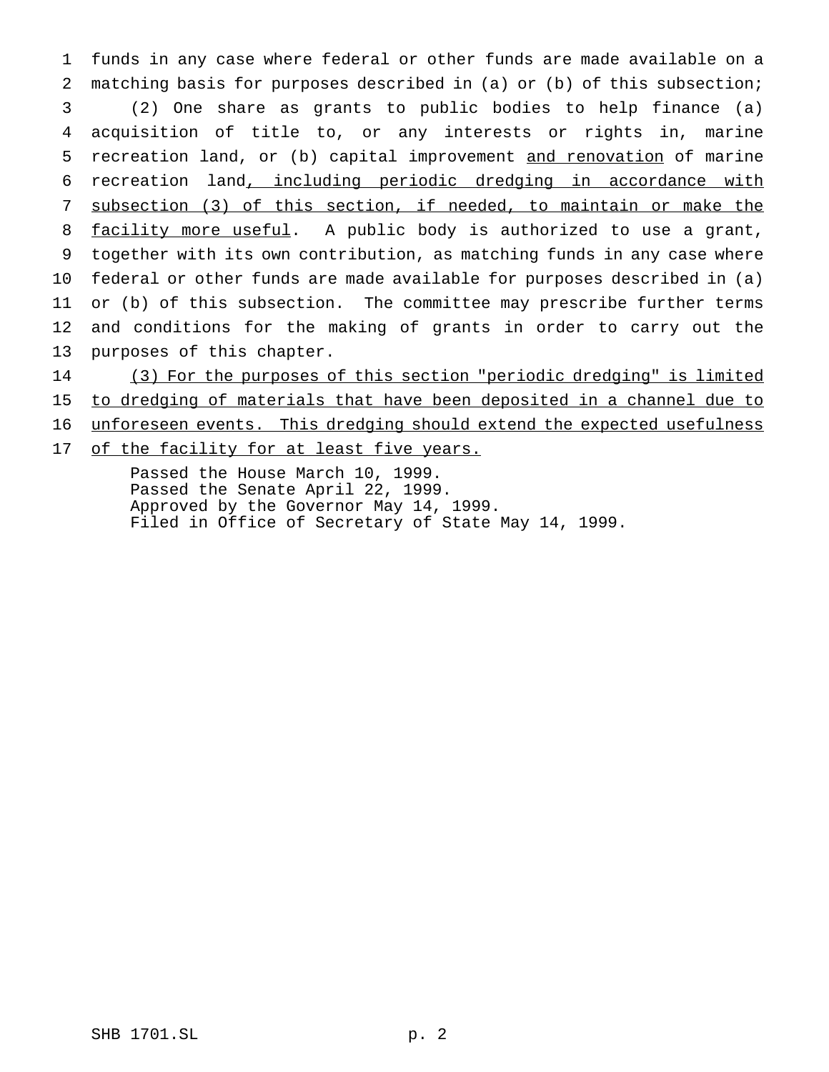funds in any case where federal or other funds are made available on a matching basis for purposes described in (a) or (b) of this subsection;

(2) One share as grants to public bodies to help finance (a) acquisition of title to, or any interests or rights in, marine recreation land, or (b) capital improvement <u>and renovation</u> of marine recreation land<u>, including periodic dredging in accordance with subsection (3) of this section, if needed, to maintain or make the facility more useful</u>. A public body is authorized to use a grant, together with its own contribution, as matching funds in any case where federal or other funds are made available for purposes described in (a) or (b) of this subsection. The committee may prescribe further terms and conditions for the making of grants in order to carry out the purposes of this chapter.

<u>(3) For the purposes of this section "periodic dredging" is limited to dredging of materials that have been deposited in a channel due to unforeseen events. This dredging should extend the expected usefulness of the facility for at least five years.</u>

Passed the House March 10, 1999.
Passed the Senate April 22, 1999.
Approved by the Governor May 14, 1999.
Filed in Office of Secretary of State May 14, 1999.